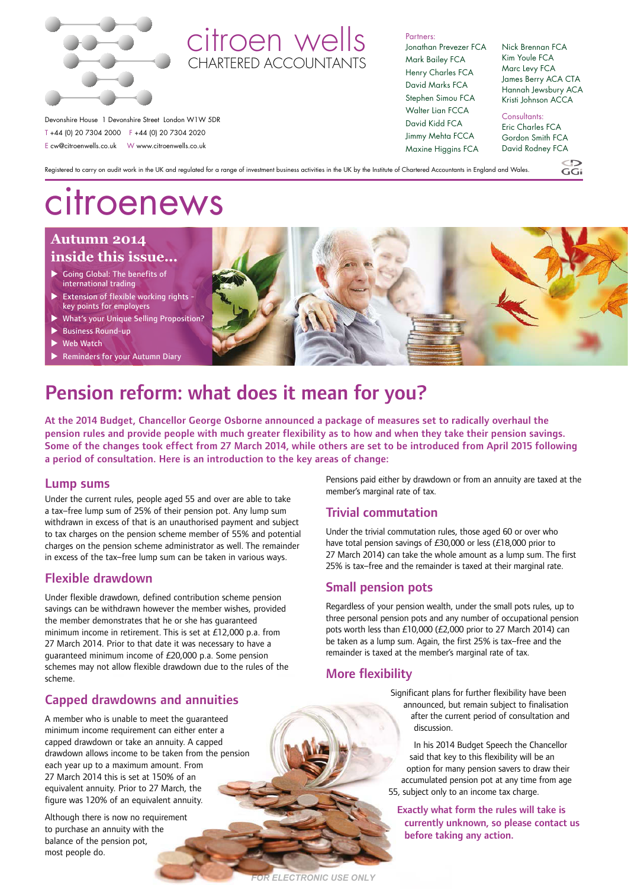# citroen wells

CHARTERED ACCOUNTANTS

Devonshire House 1 Devonshire Street London W1W 5DR
T +44 (0) 20 7304 2000 F +44 (0) 20 7304 2020
E cw@citroenwells.co.uk W www.citroenwells.co.uk

Partners:
Jonathan Prevezer FCA
Mark Bailey FCA
Henry Charles FCA
David Marks FCA
Stephen Simou FCA
Walter Lian FCCA
David Kidd FCA
Jimmy Mehta FCCA
Maxine Higgins FCA
Nick Brennan FCA
Kim Youle FCA
Marc Levy FCA
James Berry ACA CTA
Hannah Jewsbury ACA
Kristi Johnson ACCA

Consultants:
Eric Charles FCA
Gordon Smith FCA
David Rodney FCA

Registered to carry on audit work in the UK and regulated for a range of investment business activities in the UK by the Institute of Chartered Accountants in England and Wales.

# citroenews

**Autumn 2014**
**inside this issue...**

- Going Global: The benefits of international trading
- Extension of flexible working rights - key points for employers
- What's your Unique Selling Proposition?
- Business Round-up
- Web Watch
- Reminders for your Autumn Diary

## Pension reform: what does it mean for you?

**At the 2014 Budget, Chancellor George Osborne announced a package of measures set to radically overhaul the pension rules and provide people with much greater flexibility as to how and when they take their pension savings. Some of the changes took effect from 27 March 2014, while others are set to be introduced from April 2015 following a period of consultation. Here is an introduction to the key areas of change:**

### Lump sums

Under the current rules, people aged 55 and over are able to take a tax–free lump sum of 25% of their pension pot. Any lump sum withdrawn in excess of that is an unauthorised payment and subject to tax charges on the pension scheme member of 55% and potential charges on the pension scheme administrator as well. The remainder in excess of the tax–free lump sum can be taken in various ways.

### Flexible drawdown

Under flexible drawdown, defined contribution scheme pension savings can be withdrawn however the member wishes, provided the member demonstrates that he or she has guaranteed minimum income in retirement. This is set at £12,000 p.a. from 27 March 2014. Prior to that date it was necessary to have a guaranteed minimum income of £20,000 p.a. Some pension schemes may not allow flexible drawdown due to the rules of the scheme.

### Capped drawdowns and annuities

A member who is unable to meet the guaranteed minimum income requirement can either enter a capped drawdown or take an annuity. A capped drawdown allows income to be taken from the pension each year up to a maximum amount. From 27 March 2014 this is set at 150% of an equivalent annuity. Prior to 27 March, the figure was 120% of an equivalent annuity.

Although there is now no requirement to purchase an annuity with the balance of the pension pot, most people do.

Pensions paid either by drawdown or from an annuity are taxed at the member's marginal rate of tax.

### Trivial commutation

Under the trivial commutation rules, those aged 60 or over who have total pension savings of £30,000 or less (£18,000 prior to 27 March 2014) can take the whole amount as a lump sum. The first 25% is tax–free and the remainder is taxed at their marginal rate.

### Small pension pots

Regardless of your pension wealth, under the small pots rules, up to three personal pension pots and any number of occupational pension pots worth less than £10,000 (£2,000 prior to 27 March 2014) can be taken as a lump sum. Again, the first 25% is tax–free and the remainder is taxed at the member's marginal rate of tax.

### More flexibility

Significant plans for further flexibility have been announced, but remain subject to finalisation after the current period of consultation and discussion.

In his 2014 Budget Speech the Chancellor said that key to this flexibility will be an option for many pension savers to draw their accumulated pension pot at any time from age 55, subject only to an income tax charge.

**Exactly what form the rules will take is currently unknown, so please contact us before taking any action.**

*FOR ELECTRONIC USE ONLY*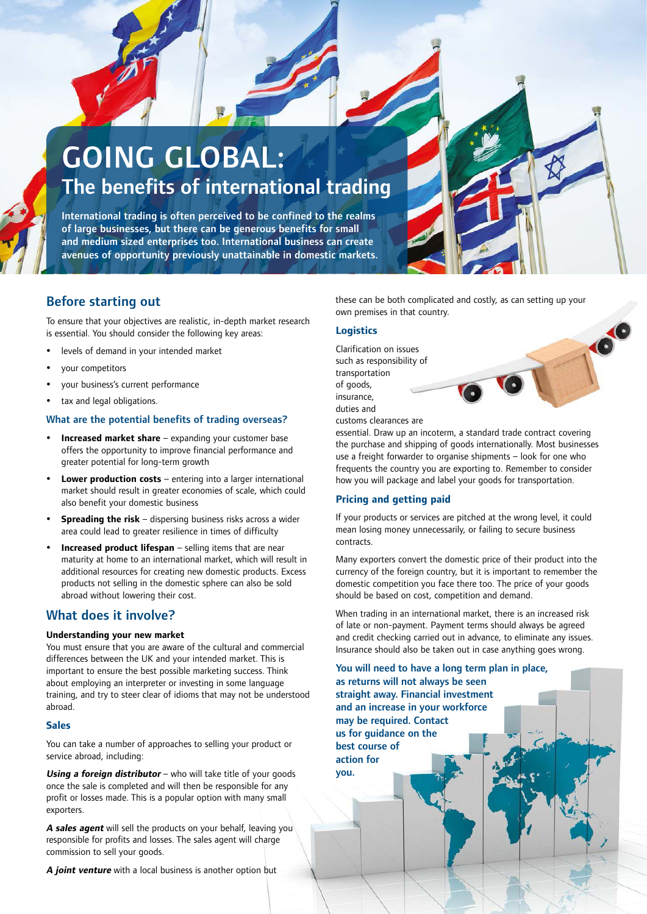# GOING GLOBAL:

## The benefits of international trading

**International trading is often perceived to be confined to the realms of large businesses, but there can be generous benefits for small and medium sized enterprises too. International business can create avenues of opportunity previously unattainable in domestic markets.**

## Before starting out

To ensure that your objectives are realistic, in-depth market research is essential. You should consider the following key areas:

- levels of demand in your intended market
- your competitors
- your business's current performance
- tax and legal obligations.

### What are the potential benefits of trading overseas?

- **Increased market share** – expanding your customer base offers the opportunity to improve financial performance and greater potential for long-term growth
- **Lower production costs** – entering into a larger international market should result in greater economies of scale, which could also benefit your domestic business
- **Spreading the risk** – dispersing business risks across a wider area could lead to greater resilience in times of difficulty
- **Increased product lifespan** – selling items that are near maturity at home to an international market, which will result in additional resources for creating new domestic products. Excess products not selling in the domestic sphere can also be sold abroad without lowering their cost.

## What does it involve?

**Understanding your new market**

You must ensure that you are aware of the cultural and commercial differences between the UK and your intended market. This is important to ensure the best possible marketing success. Think about employing an interpreter or investing in some language training, and try to steer clear of idioms that may not be understood abroad.

### Sales

You can take a number of approaches to selling your product or service abroad, including:

***Using a foreign distributor*** – who will take title of your goods once the sale is completed and will then be responsible for any profit or losses made. This is a popular option with many small exporters.

***A sales agent*** will sell the products on your behalf, leaving you responsible for profits and losses. The sales agent will charge commission to sell your goods.

***A joint venture*** with a local business is another option but these can be both complicated and costly, as can setting up your own premises in that country.

### Logistics

Clarification on issues such as responsibility of transportation of goods, insurance, duties and customs clearances are essential. Draw up an incoterm, a standard trade contract covering the purchase and shipping of goods internationally. Most businesses use a freight forwarder to organise shipments – look for one who frequents the country you are exporting to. Remember to consider how you will package and label your goods for transportation.

### Pricing and getting paid

If your products or services are pitched at the wrong level, it could mean losing money unnecessarily, or failing to secure business contracts.

Many exporters convert the domestic price of their product into the currency of the foreign country, but it is important to remember the domestic competition you face there too. The price of your goods should be based on cost, competition and demand.

When trading in an international market, there is an increased risk of late or non-payment. Payment terms should always be agreed and credit checking carried out in advance, to eliminate any issues. Insurance should also be taken out in case anything goes wrong.

**You will need to have a long term plan in place, as returns will not always be seen straight away. Financial investment and an increase in your workforce may be required. Contact us for guidance on the best course of action for you.**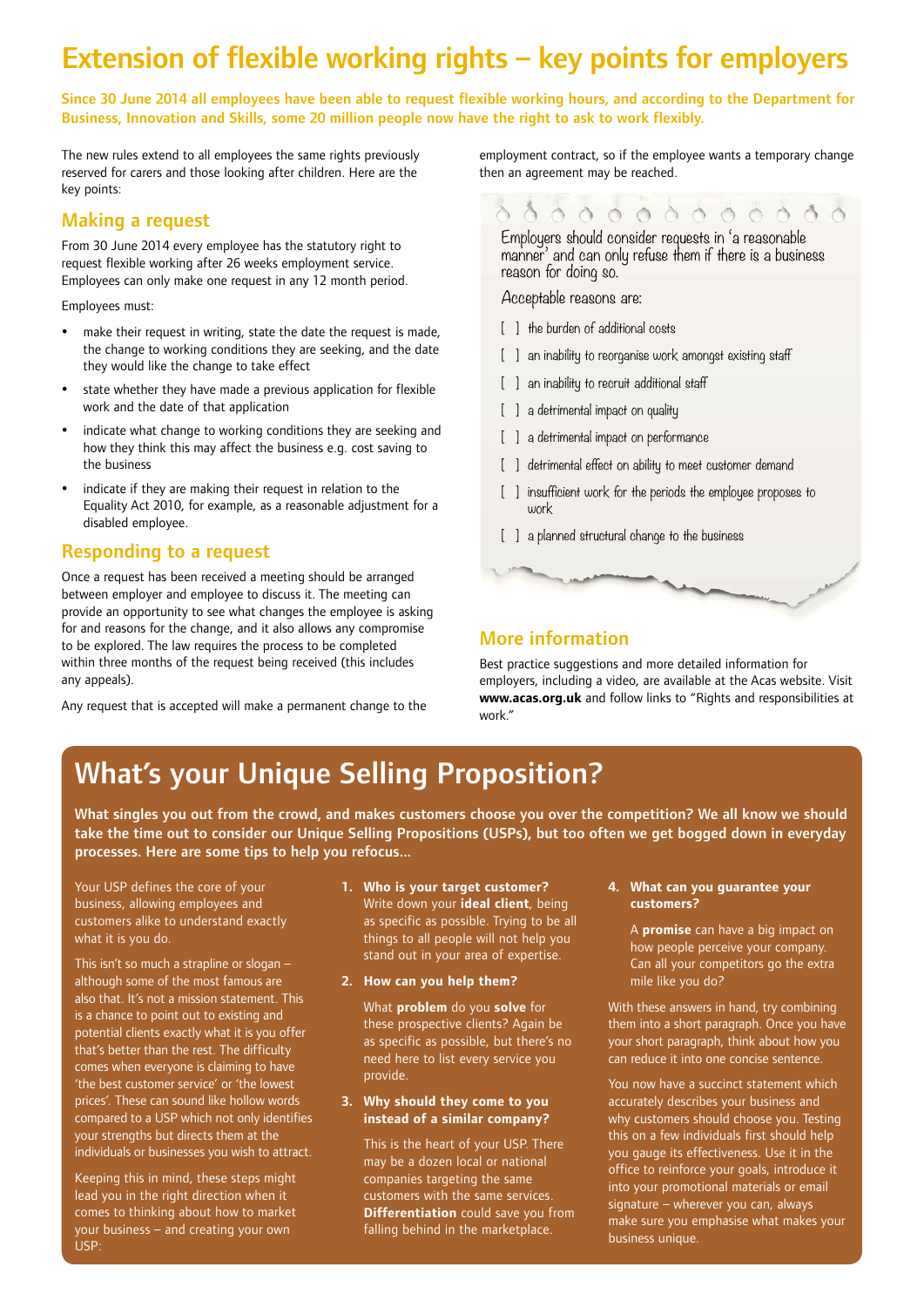# Extension of flexible working rights – key points for employers

**Since 30 June 2014 all employees have been able to request flexible working hours, and according to the Department for Business, Innovation and Skills, some 20 million people now have the right to ask to work flexibly.**

The new rules extend to all employees the same rights previously reserved for carers and those looking after children. Here are the key points:

## Making a request

From 30 June 2014 every employee has the statutory right to request flexible working after 26 weeks employment service. Employees can only make one request in any 12 month period.

Employees must:

- make their request in writing, state the date the request is made, the change to working conditions they are seeking, and the date they would like the change to take effect
- state whether they have made a previous application for flexible work and the date of that application
- indicate what change to working conditions they are seeking and how they think this may affect the business e.g. cost saving to the business
- indicate if they are making their request in relation to the Equality Act 2010, for example, as a reasonable adjustment for a disabled employee.

## Responding to a request

Once a request has been received a meeting should be arranged between employer and employee to discuss it. The meeting can provide an opportunity to see what changes the employee is asking for and reasons for the change, and it also allows any compromise to be explored. The law requires the process to be completed within three months of the request being received (this includes any appeals).

Any request that is accepted will make a permanent change to the employment contract, so if the employee wants a temporary change then an agreement may be reached.

Employers should consider requests in 'a reasonable manner' and can only refuse them if there is a business reason for doing so.

Acceptable reasons are:

- [ ] the burden of additional costs
- [ ] an inability to reorganise work amongst existing staff
- [ ] an inability to recruit additional staff
- [ ] a detrimental impact on quality
- [ ] a detrimental impact on performance
- [ ] detrimental effect on ability to meet customer demand
- [ ] insufficient work for the periods the employee proposes to work
- [ ] a planned structural change to the business

## More information

Best practice suggestions and more detailed information for employers, including a video, are available at the Acas website. Visit **www.acas.org.uk** and follow links to "Rights and responsibilities at work."

# What's your Unique Selling Proposition?

**What singles you out from the crowd, and makes customers choose you over the competition? We all know we should take the time out to consider our Unique Selling Propositions (USPs), but too often we get bogged down in everyday processes. Here are some tips to help you refocus...**

Your USP defines the core of your business, allowing employees and customers alike to understand exactly what it is you do.

This isn't so much a strapline or slogan – although some of the most famous are also that. It's not a mission statement. This is a chance to point out to existing and potential clients exactly what it is you offer that's better than the rest. The difficulty comes when everyone is claiming to have 'the best customer service' or 'the lowest prices'. These can sound like hollow words compared to a USP which not only identifies your strengths but directs them at the individuals or businesses you wish to attract.

Keeping this in mind, these steps might lead you in the right direction when it comes to thinking about how to market your business – and creating your own USP:

1. **Who is your target customer?** Write down your **ideal client**, being as specific as possible. Trying to be all things to all people will not help you stand out in your area of expertise.
2. **How can you help them?**

   What **problem** do you **solve** for these prospective clients? Again be as specific as possible, but there's no need here to list every service you provide.
3. **Why should they come to you instead of a similar company?**

   This is the heart of your USP. There may be a dozen local or national companies targeting the same customers with the same services. **Differentiation** could save you from falling behind in the marketplace.
4. **What can you guarantee your customers?**

   A **promise** can have a big impact on how people perceive your company. Can all your competitors go the extra mile like you do?

With these answers in hand, try combining them into a short paragraph. Once you have your short paragraph, think about how you can reduce it into one concise sentence.

You now have a succinct statement which accurately describes your business and why customers should choose you. Testing this on a few individuals first should help you gauge its effectiveness. Use it in the office to reinforce your goals, introduce it into your promotional materials or email signature – wherever you can, always make sure you emphasise what makes your business unique.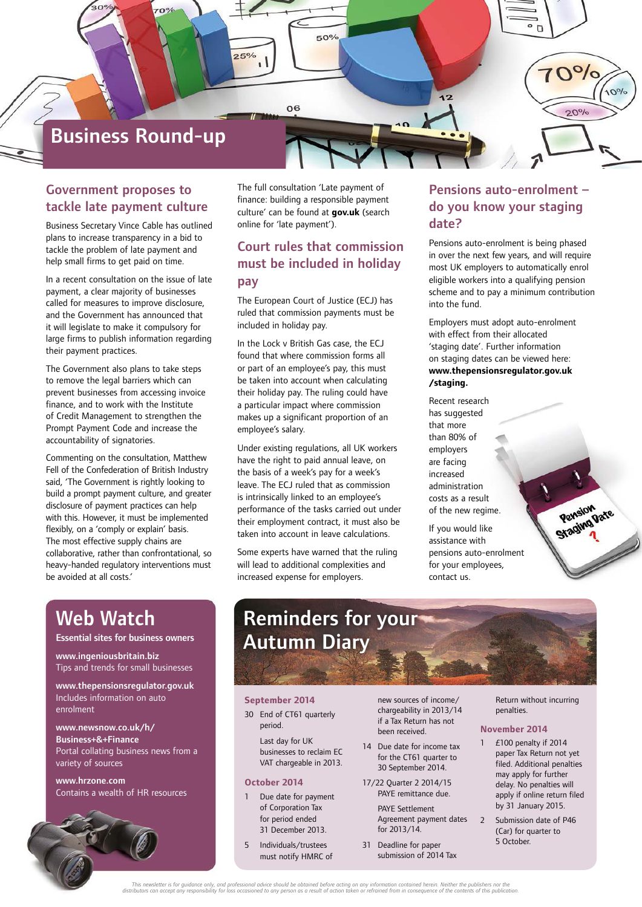# Business Round-up

## Government proposes to tackle late payment culture

Business Secretary Vince Cable has outlined plans to increase transparency in a bid to tackle the problem of late payment and help small firms to get paid on time.

In a recent consultation on the issue of late payment, a clear majority of businesses called for measures to improve disclosure, and the Government has announced that it will legislate to make it compulsory for large firms to publish information regarding their payment practices.

The Government also plans to take steps to remove the legal barriers which can prevent businesses from accessing invoice finance, and to work with the Institute of Credit Management to strengthen the Prompt Payment Code and increase the accountability of signatories.

Commenting on the consultation, Matthew Fell of the Confederation of British Industry said, 'The Government is rightly looking to build a prompt payment culture, and greater disclosure of payment practices can help with this. However, it must be implemented flexibly, on a 'comply or explain' basis. The most effective supply chains are collaborative, rather than confrontational, so heavy-handed regulatory interventions must be avoided at all costs.'

The full consultation 'Late payment of finance: building a responsible payment culture' can be found at **gov.uk** (search online for 'late payment').

## Court rules that commission must be included in holiday pay

The European Court of Justice (ECJ) has ruled that commission payments must be included in holiday pay.

In the Lock v British Gas case, the ECJ found that where commission forms all or part of an employee's pay, this must be taken into account when calculating their holiday pay. The ruling could have a particular impact where commission makes up a significant proportion of an employee's salary.

Under existing regulations, all UK workers have the right to paid annual leave, on the basis of a week's pay for a week's leave. The ECJ ruled that as commission is intrinsically linked to an employee's performance of the tasks carried out under their employment contract, it must also be taken into account in leave calculations.

Some experts have warned that the ruling will lead to additional complexities and increased expense for employers.

## Pensions auto-enrolment – do you know your staging date?

Pensions auto-enrolment is being phased in over the next few years, and will require most UK employers to automatically enrol eligible workers into a qualifying pension scheme and to pay a minimum contribution into the fund.

Employers must adopt auto-enrolment with effect from their allocated 'staging date'. Further information on staging dates can be viewed here: **www.thepensionsregulator.gov.uk/staging.**

Recent research has suggested that more than 80% of employers are facing increased administration costs as a result of the new regime.

If you would like assistance with pensions auto-enrolment for your employees, contact us.

## Web Watch

**Essential sites for business owners**

**www.ingeniousbritain.biz**
Tips and trends for small businesses

**www.thepensionsregulator.gov.uk**
Includes information on auto enrolment

**www.newsnow.co.uk/h/Business+&+Finance**
Portal collating business news from a variety of sources

**www.hrzone.com**
Contains a wealth of HR resources

## Reminders for your Autumn Diary

### September 2014

- 30 End of CT61 quarterly period.

  Last day for UK businesses to reclaim EC VAT chargeable in 2013.

### October 2014

- 1 Due date for payment of Corporation Tax for period ended 31 December 2013.
- 5 Individuals/trustees must notify HMRC of new sources of income/chargeability in 2013/14 if a Tax Return has not been received.
- 14 Due date for income tax for the CT61 quarter to 30 September 2014.
- 17/22 Quarter 2 2014/15 PAYE remittance due.

  PAYE Settlement Agreement payment dates for 2013/14.
- 31 Deadline for paper submission of 2014 Tax Return without incurring penalties.

### November 2014

- 1 £100 penalty if 2014 paper Tax Return not yet filed. Additional penalties may apply for further delay. No penalties will apply if online return filed by 31 January 2015.
- 2 Submission date of P46 (Car) for quarter to 5 October.

*This newsletter is for guidance only, and professional advice should be obtained before acting on any information contained herein. Neither the publishers nor the distributors can accept any responsibility for loss occasioned to any person as a result of action taken or refrained from in consequence of the contents of this publication.*